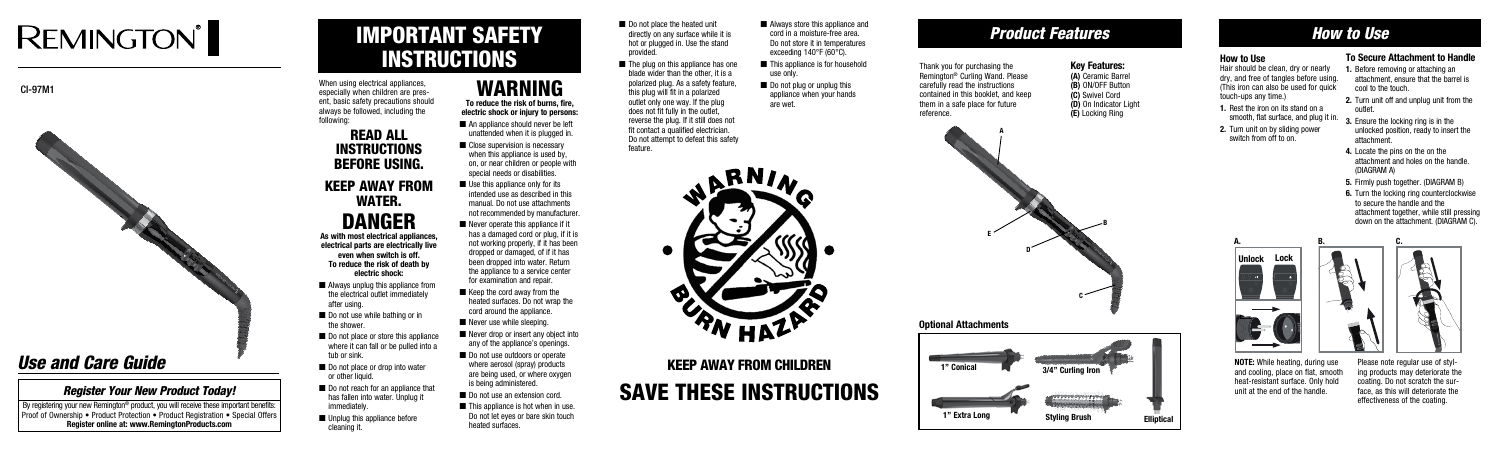# REMINGTON®

CI-97M1

## *Use and Care Guide*

### *Register Your New Product Today!*

By registering your new Remington® product, you will receive these important benefits: Proof of Ownership • Product Protection • Product Registration • Special Offers
**Register online at: www.RemingtonProducts.com**

# IMPORTANT SAFETY INSTRUCTIONS

When using electrical appliances, especially when children are present, basic safety precautions should always be followed, including the following:

## READ ALL INSTRUCTIONS BEFORE USING.

## KEEP AWAY FROM WATER.

## DANGER

**As with most electrical appliances, electrical parts are electrically live even when switch is off. To reduce the risk of death by electric shock:**

- Always unplug this appliance from the electrical outlet immediately after using.
- Do not use while bathing or in the shower.
- Do not place or store this appliance where it can fall or be pulled into a tub or sink.
- Do not place or drop into water or other liquid.
- Do not reach for an appliance that has fallen into water. Unplug it immediately.
- Unplug this appliance before cleaning it.

## WARNING

**To reduce the risk of burns, fire, electric shock or injury to persons:**

- An appliance should never be left unattended when it is plugged in.
- Close supervision is necessary when this appliance is used by, on, or near children or people with special needs or disabilities.
- Use this appliance only for its intended use as described in this manual. Do not use attachments not recommended by manufacturer.
- Never operate this appliance if it has a damaged cord or plug, if it is not working properly, if it has been dropped or damaged, of if it has been dropped into water. Return the appliance to a service center for examination and repair.
- Keep the cord away from the heated surfaces. Do not wrap the cord around the appliance.
- Never use while sleeping.
- Never drop or insert any object into any of the appliance's openings.
- Do not use outdoors or operate where aerosol (spray) products are being used, or where oxygen is being administered.
- Do not use an extension cord.
- This appliance is hot when in use. Do not let eyes or bare skin touch heated surfaces.
- Do not place the heated unit directly on any surface while it is hot or plugged in. Use the stand provided.
- The plug on this appliance has one blade wider than the other, it is a polarized plug. As a safety feature, this plug will fit in a polarized outlet only one way. If the plug does not fit fully in the outlet, reverse the plug. If it still does not fit contact a qualified electrician. Do not attempt to defeat this safety feature.
- Always store this appliance and cord in a moisture-free area. Do not store it in temperatures exceeding 140°F (60°C).
- This appliance is for household use only.
- Do not plug or unplug this appliance when your hands are wet.

WARNING BURN HAZARD

**KEEP AWAY FROM CHILDREN**

# SAVE THESE INSTRUCTIONS

## *Product Features*

Thank you for purchasing the Remington® Curling Wand. Please carefully read the instructions contained in this booklet, and keep them in a safe place for future reference.

**Key Features:**
**(A)** Ceramic Barrel
**(B)** ON/OFF Button
**(C)** Swivel Cord
**(D)** On Indicator Light
**(E)** Locking Ring

### Optional Attachments

1" Conical
3/4" Curling Iron
1" Extra Long
Styling Brush
Elliptical

## *How to Use*

### How to Use

Hair should be clean, dry or nearly dry, and free of tangles before using. (This iron can also be used for quick touch-ups any time.)

1. Rest the iron on its stand on a smooth, flat surface, and plug it in.
2. Turn unit on by sliding power switch from off to on.

### To Secure Attachment to Handle

1. Before removing or attaching an attachment, ensure that the barrel is cool to the touch.
2. Turn unit off and unplug unit from the outlet.
3. Ensure the locking ring is in the unlocked position, ready to insert the attachment.
4. Locate the pins on the on the attachment and holes on the handle. (DIAGRAM A)
5. Firmly push together. (DIAGRAM B)
6. Turn the locking ring counterclockwise to secure the handle and the attachment together, while still pressing down on the attachment. (DIAGRAM C).

A. Unlock Lock
B.
C.

**NOTE:** While heating, during use and cooling, place on flat, smooth heat-resistant surface. Only hold unit at the end of the handle.

Please note regular use of styling products may deteriorate the coating. Do not scratch the surface, as this will deteriorate the effectiveness of the coating.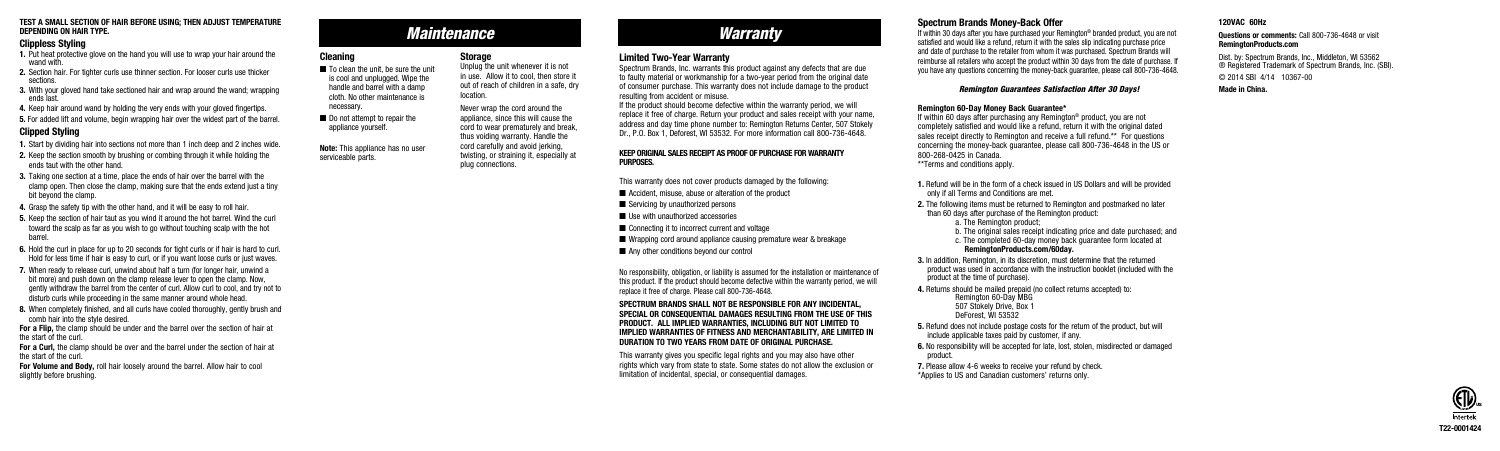**TEST A SMALL SECTION OF HAIR BEFORE USING; THEN ADJUST TEMPERATURE DEPENDING ON HAIR TYPE.**

### Clipless Styling

1. Put heat protective glove on the hand you will use to wrap your hair around the wand with.
2. Section hair. For tighter curls use thinner section. For looser curls use thicker sections.
3. With your gloved hand take sectioned hair and wrap around the wand; wrapping ends last.
4. Keep hair around wand by holding the very ends with your gloved fingertips.
5. For added lift and volume, begin wrapping hair over the widest part of the barrel.

### Clipped Styling

1. Start by dividing hair into sections not more than 1 inch deep and 2 inches wide.
2. Keep the section smooth by brushing or combing through it while holding the ends taut with the other hand.
3. Taking one section at a time, place the ends of hair over the barrel with the clamp open. Then close the clamp, making sure that the ends extend just a tiny bit beyond the clamp.
4. Grasp the safety tip with the other hand, and it will be easy to roll hair.
5. Keep the section of hair taut as you wind it around the hot barrel. Wind the curl toward the scalp as far as you wish to go without touching scalp with the hot barrel.
6. Hold the curl in place for up to 20 seconds for tight curls or if hair is hard to curl. Hold for less time if hair is easy to curl, or if you want loose curls or just waves.
7. When ready to release curl, unwind about half a turn (for longer hair, unwind a bit more) and push down on the clamp release lever to open the clamp. Now, gently withdraw the barrel from the center of curl. Allow curl to cool, and try not to disturb curls while proceeding in the same manner around whole head.
8. When completely finished, and all curls have cooled thoroughly, gently brush and comb hair into the style desired.

**For a Flip,** the clamp should be under and the barrel over the section of hair at the start of the curl.

**For a Curl,** the clamp should be over and the barrel under the section of hair at the start of the curl.

**For Volume and Body,** roll hair loosely around the barrel. Allow hair to cool slightly before brushing.

## Maintenance

### Cleaning

- To clean the unit, be sure the unit is cool and unplugged. Wipe the handle and barrel with a damp cloth. No other maintenance is necessary.
- Do not attempt to repair the appliance yourself.

**Note:** This appliance has no user serviceable parts.

### Storage

Unplug the unit whenever it is not in use. Allow it to cool, then store it out of reach of children in a safe, dry location.

Never wrap the cord around the appliance, since this will cause the cord to wear prematurely and break, thus voiding warranty. Handle the cord carefully and avoid jerking, twisting, or straining it, especially at plug connections.

## Warranty

### Limited Two-Year Warranty

Spectrum Brands, Inc. warrants this product against any defects that are due to faulty material or workmanship for a two-year period from the original date of consumer purchase. This warranty does not include damage to the product resulting from accident or misuse.

If the product should become defective within the warranty period, we will replace it free of charge. Return your product and sales receipt with your name, address and day time phone number to: Remington Returns Center, 507 Stokely Dr., P.O. Box 1, Deforest, WI 53532. For more information call 800-736-4648.

**KEEP ORIGINAL SALES RECEIPT AS PROOF OF PURCHASE FOR WARRANTY PURPOSES.**

This warranty does not cover products damaged by the following:

- Accident, misuse, abuse or alteration of the product
- Servicing by unauthorized persons
- Use with unauthorized accessories
- Connecting it to incorrect current and voltage
- Wrapping cord around appliance causing premature wear & breakage
- Any other conditions beyond our control

No responsibility, obligation, or liability is assumed for the installation or maintenance of this product. If the product should become defective within the warranty period, we will replace it free of charge. Please call 800-736-4648.

**SPECTRUM BRANDS SHALL NOT BE RESPONSIBLE FOR ANY INCIDENTAL, SPECIAL OR CONSEQUENTIAL DAMAGES RESULTING FROM THE USE OF THIS PRODUCT. ALL IMPLIED WARRANTIES, INCLUDING BUT NOT LIMITED TO IMPLIED WARRANTIES OF FITNESS AND MERCHANTABILITY, ARE LIMITED IN DURATION TO TWO YEARS FROM DATE OF ORIGINAL PURCHASE.**

This warranty gives you specific legal rights and you may also have other rights which vary from state to state. Some states do not allow the exclusion or limitation of incidental, special, or consequential damages.

### Spectrum Brands Money-Back Offer

If within 30 days after you have purchased your Remington® branded product, you are not satisfied and would like a refund, return it with the sales slip indicating purchase price and date of purchase to the retailer from whom it was purchased. Spectrum Brands will reimburse all retailers who accept the product within 30 days from the date of purchase. If you have any questions concerning the money-back guarantee, please call 800-736-4648.

***Remington Guarantees Satisfaction After 30 Days!***

**Remington 60-Day Money Back Guarantee***

If within 60 days after purchasing any Remington® product, you are not completely satisfied and would like a refund, return it the original dated sales receipt directly to Remington and receive a full refund.** For questions concerning the money-back guarantee, please call 800-736-4648 in the US or 800-268-0425 in Canada.

**Terms and conditions apply.

1. Refund will be in the form of a check issued in US Dollars and will be provided only if all Terms and Conditions are met.
2. The following items must be returned to Remington and postmarked no later than 60 days after purchase of the Remington product:
   a. The Remington product;
   b. The original sales receipt indicating price and date purchased; and
   c. The completed 60-day money back guarantee form located at **RemingtonProducts.com/60day.**
3. In addition, Remington, in its discretion, must determine that the returned product was used in accordance with the instruction booklet (included with the product at the time of purchase).
4. Returns should be mailed prepaid (no collect returns accepted) to:
   Remington 60-Day MBG
   507 Stokely Drive, Box 1
   DeForest, WI 53532
5. Refund does not include postage costs for the return of the product, but will include applicable taxes paid by customer, if any.
6. No responsibility will be accepted for late, lost, stolen, misdirected or damaged product.
7. Please allow 4-6 weeks to receive your refund by check.

*Applies to US and Canadian customers' returns only.

**120VAC 60Hz**

**Questions or comments:** Call 800-736-4648 or visit **RemingtonProducts.com**

Dist. by: Spectrum Brands, Inc., Middleton, WI 53562
® Registered Trademark of Spectrum Brands, Inc. (SBI).
© 2014 SBI 4/14 10367-00

**Made in China.**

Intertek
T22-0001424